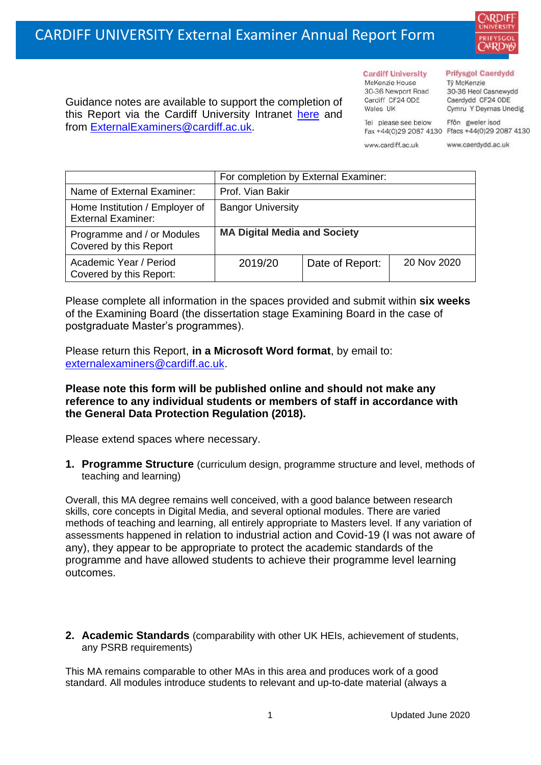# CARDIFF UNIVERSITY External Examiner Annual Report Form

Guidance notes are available to support the completion of this Report via the Cardiff University Intranet here and from ExternalExaminers@cardiff.ac.uk.

Cardiff University
McKenzie House
30-36 Newport Road
Cardiff CF24 0DE
Wales UK

Tel please see below
Fax +44(0)29 2087 4130

www.cardiff.ac.uk

Prifysgol Caerdydd
Tŷ McKenzie
30-36 Heol Casnewydd
Caerdydd CF24 0DE
Cymru Y Deyrnas Unedig

Ffôn gweler isod
Ffacs +44(0)29 2087 4130

www.caerdydd.ac.uk

| | For completion by External Examiner: | | |
|---|---|---|---|
| Name of External Examiner: | Prof. Vian Bakir | | |
| Home Institution / Employer of External Examiner: | Bangor University | | |
| Programme and / or Modules Covered by this Report | **MA Digital Media and Society** | | |
| Academic Year / Period Covered by this Report: | 2019/20 | Date of Report: | 20 Nov 2020 |

Please complete all information in the spaces provided and submit within **six weeks** of the Examining Board (the dissertation stage Examining Board in the case of postgraduate Master's programmes).

Please return this Report, **in a Microsoft Word format**, by email to: externalexaminers@cardiff.ac.uk.

**Please note this form will be published online and should not make any reference to any individual students or members of staff in accordance with the General Data Protection Regulation (2018).**

Please extend spaces where necessary.

1. **Programme Structure** (curriculum design, programme structure and level, methods of teaching and learning)

Overall, this MA degree remains well conceived, with a good balance between research skills, core concepts in Digital Media, and several optional modules. There are varied methods of teaching and learning, all entirely appropriate to Masters level. If any variation of assessments happened in relation to industrial action and Covid-19 (I was not aware of any), they appear to be appropriate to protect the academic standards of the programme and have allowed students to achieve their programme level learning outcomes.

2. **Academic Standards** (comparability with other UK HEIs, achievement of students, any PSRB requirements)

This MA remains comparable to other MAs in this area and produces work of a good standard. All modules introduce students to relevant and up-to-date material (always a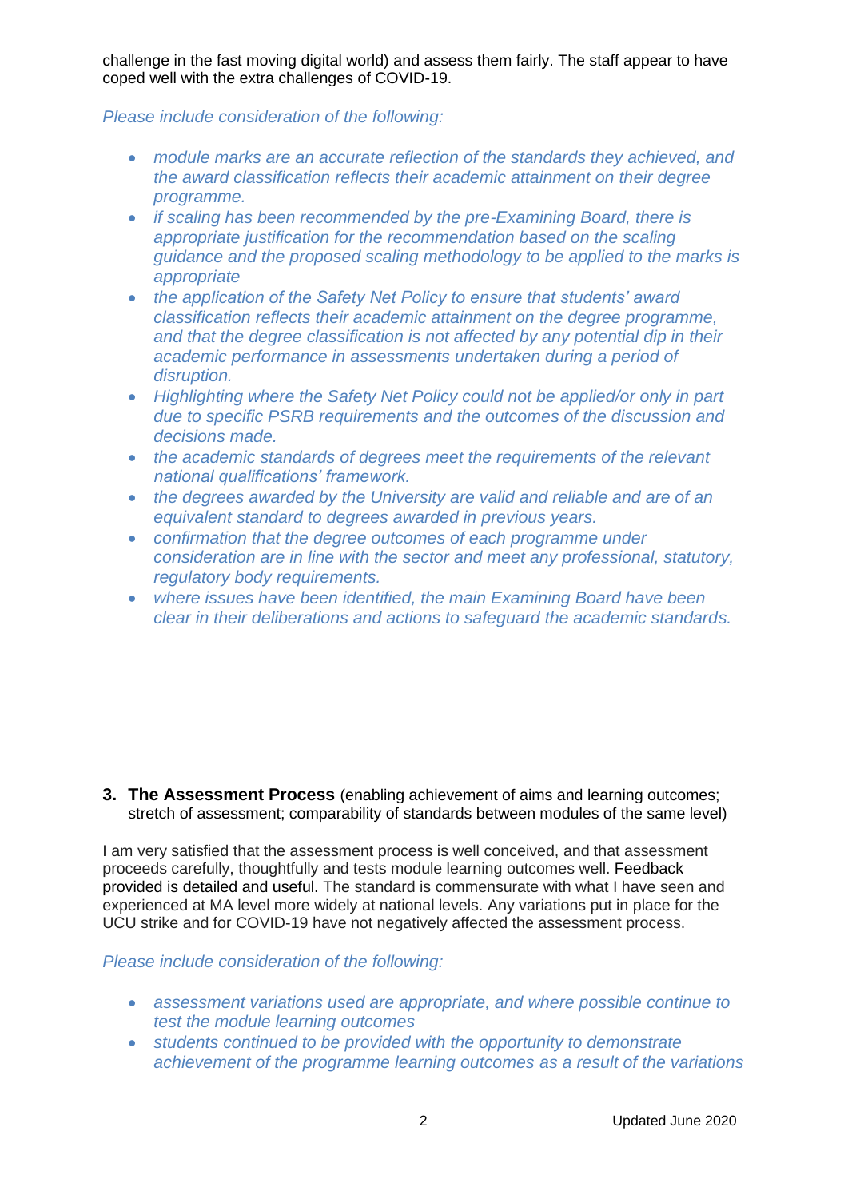challenge in the fast moving digital world) and assess them fairly. The staff appear to have coped well with the extra challenges of COVID-19.

*Please include consideration of the following:*

- *module marks are an accurate reflection of the standards they achieved, and the award classification reflects their academic attainment on their degree programme.*
- *if scaling has been recommended by the pre-Examining Board, there is appropriate justification for the recommendation based on the scaling guidance and the proposed scaling methodology to be applied to the marks is appropriate*
- *the application of the Safety Net Policy to ensure that students' award classification reflects their academic attainment on the degree programme, and that the degree classification is not affected by any potential dip in their academic performance in assessments undertaken during a period of disruption.*
- *Highlighting where the Safety Net Policy could not be applied/or only in part due to specific PSRB requirements and the outcomes of the discussion and decisions made.*
- *the academic standards of degrees meet the requirements of the relevant national qualifications' framework.*
- *the degrees awarded by the University are valid and reliable and are of an equivalent standard to degrees awarded in previous years.*
- *confirmation that the degree outcomes of each programme under consideration are in line with the sector and meet any professional, statutory, regulatory body requirements.*
- *where issues have been identified, the main Examining Board have been clear in their deliberations and actions to safeguard the academic standards.*

## 3. The Assessment Process (enabling achievement of aims and learning outcomes; stretch of assessment; comparability of standards between modules of the same level)

I am very satisfied that the assessment process is well conceived, and that assessment proceeds carefully, thoughtfully and tests module learning outcomes well. Feedback provided is detailed and useful. The standard is commensurate with what I have seen and experienced at MA level more widely at national levels. Any variations put in place for the UCU strike and for COVID-19 have not negatively affected the assessment process.

*Please include consideration of the following:*

- *assessment variations used are appropriate, and where possible continue to test the module learning outcomes*
- *students continued to be provided with the opportunity to demonstrate achievement of the programme learning outcomes as a result of the variations*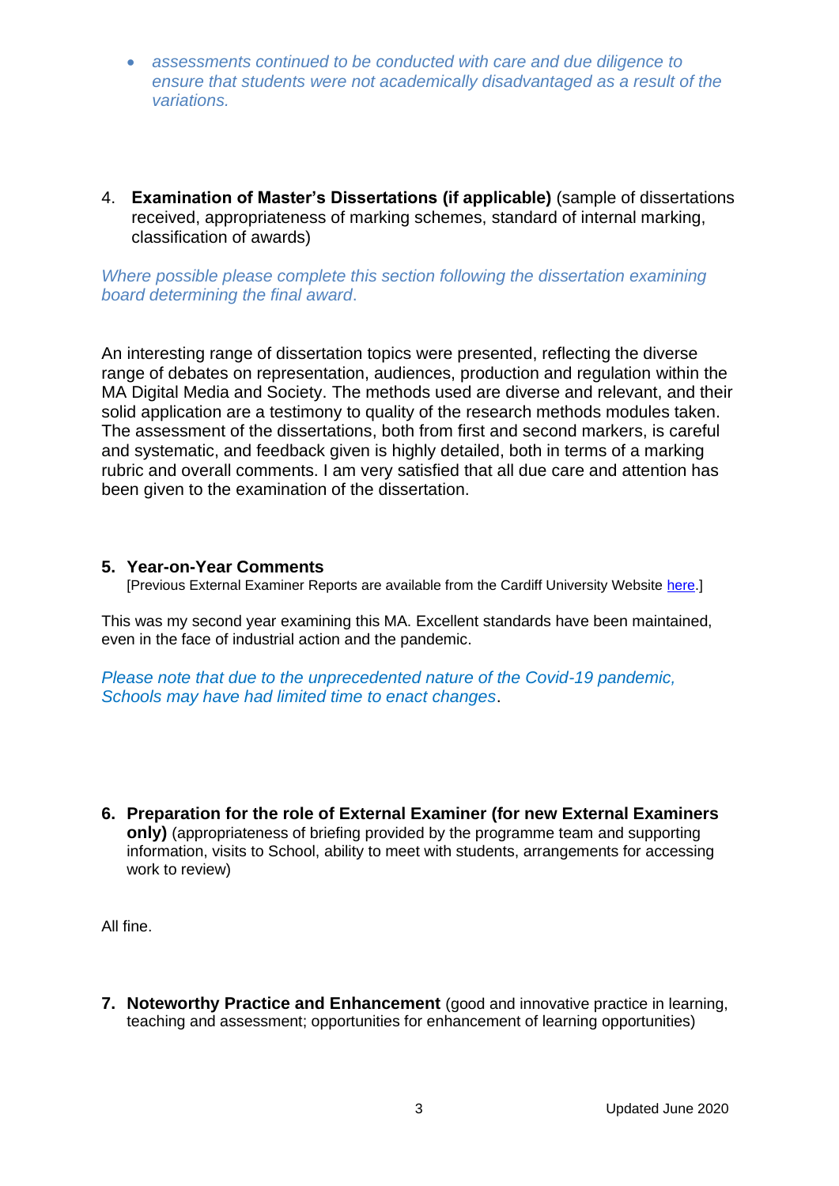- *assessments continued to be conducted with care and due diligence to ensure that students were not academically disadvantaged as a result of the variations.*

4. **Examination of Master's Dissertations (if applicable)** (sample of dissertations received, appropriateness of marking schemes, standard of internal marking, classification of awards)

*Where possible please complete this section following the dissertation examining board determining the final award.*

An interesting range of dissertation topics were presented, reflecting the diverse range of debates on representation, audiences, production and regulation within the MA Digital Media and Society. The methods used are diverse and relevant, and their solid application are a testimony to quality of the research methods modules taken. The assessment of the dissertations, both from first and second markers, is careful and systematic, and feedback given is highly detailed, both in terms of a marking rubric and overall comments. I am very satisfied that all due care and attention has been given to the examination of the dissertation.

5. **Year-on-Year Comments**
   [Previous External Examiner Reports are available from the Cardiff University Website here.]

This was my second year examining this MA. Excellent standards have been maintained, even in the face of industrial action and the pandemic.

*Please note that due to the unprecedented nature of the Covid-19 pandemic, Schools may have had limited time to enact changes*.

6. **Preparation for the role of External Examiner (for new External Examiners only)** (appropriateness of briefing provided by the programme team and supporting information, visits to School, ability to meet with students, arrangements for accessing work to review)

All fine.

7. **Noteworthy Practice and Enhancement** (good and innovative practice in learning, teaching and assessment; opportunities for enhancement of learning opportunities)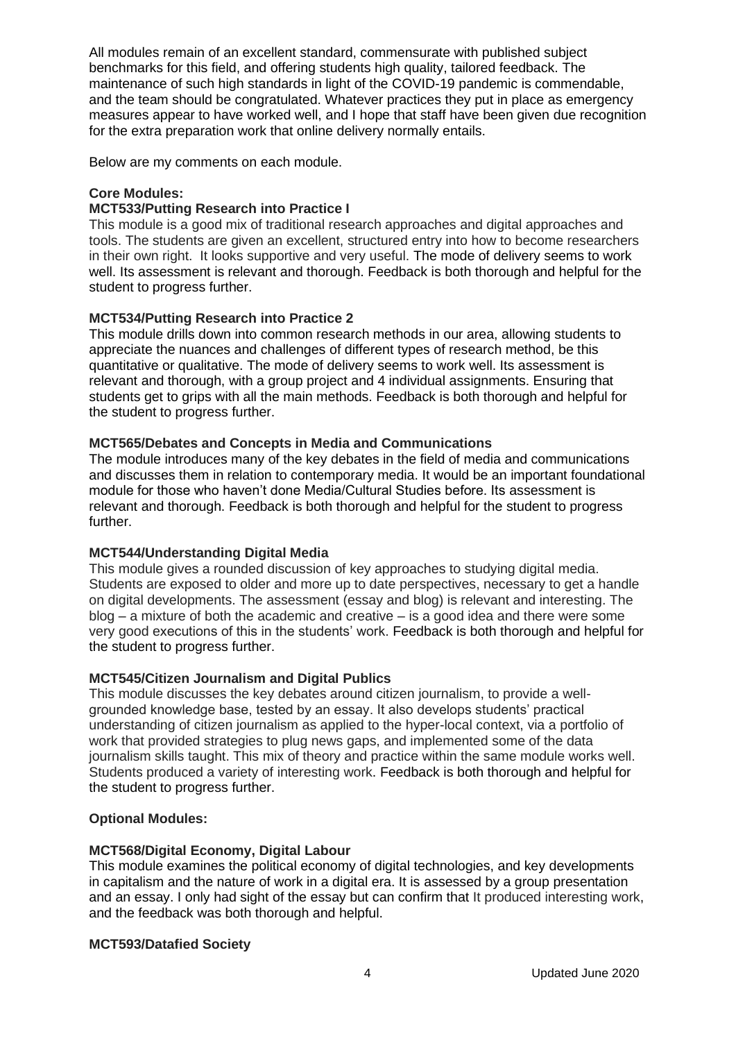All modules remain of an excellent standard, commensurate with published subject benchmarks for this field, and offering students high quality, tailored feedback. The maintenance of such high standards in light of the COVID-19 pandemic is commendable, and the team should be congratulated. Whatever practices they put in place as emergency measures appear to have worked well, and I hope that staff have been given due recognition for the extra preparation work that online delivery normally entails.

Below are my comments on each module.

**Core Modules:**

**MCT533/Putting Research into Practice I**

This module is a good mix of traditional research approaches and digital approaches and tools. The students are given an excellent, structured entry into how to become researchers in their own right. It looks supportive and very useful. The mode of delivery seems to work well. Its assessment is relevant and thorough. Feedback is both thorough and helpful for the student to progress further.

**MCT534/Putting Research into Practice 2**

This module drills down into common research methods in our area, allowing students to appreciate the nuances and challenges of different types of research method, be this quantitative or qualitative. The mode of delivery seems to work well. Its assessment is relevant and thorough, with a group project and 4 individual assignments. Ensuring that students get to grips with all the main methods. Feedback is both thorough and helpful for the student to progress further.

**MCT565/Debates and Concepts in Media and Communications**

The module introduces many of the key debates in the field of media and communications and discusses them in relation to contemporary media. It would be an important foundational module for those who haven't done Media/Cultural Studies before. Its assessment is relevant and thorough. Feedback is both thorough and helpful for the student to progress further.

**MCT544/Understanding Digital Media**

This module gives a rounded discussion of key approaches to studying digital media. Students are exposed to older and more up to date perspectives, necessary to get a handle on digital developments. The assessment (essay and blog) is relevant and interesting. The blog – a mixture of both the academic and creative – is a good idea and there were some very good executions of this in the students' work. Feedback is both thorough and helpful for the student to progress further.

**MCT545/Citizen Journalism and Digital Publics**

This module discusses the key debates around citizen journalism, to provide a well-grounded knowledge base, tested by an essay. It also develops students' practical understanding of citizen journalism as applied to the hyper-local context, via a portfolio of work that provided strategies to plug news gaps, and implemented some of the data journalism skills taught. This mix of theory and practice within the same module works well. Students produced a variety of interesting work. Feedback is both thorough and helpful for the student to progress further.

**Optional Modules:**

**MCT568/Digital Economy, Digital Labour**

This module examines the political economy of digital technologies, and key developments in capitalism and the nature of work in a digital era. It is assessed by a group presentation and an essay. I only had sight of the essay but can confirm that It produced interesting work, and the feedback was both thorough and helpful.

**MCT593/Datafied Society**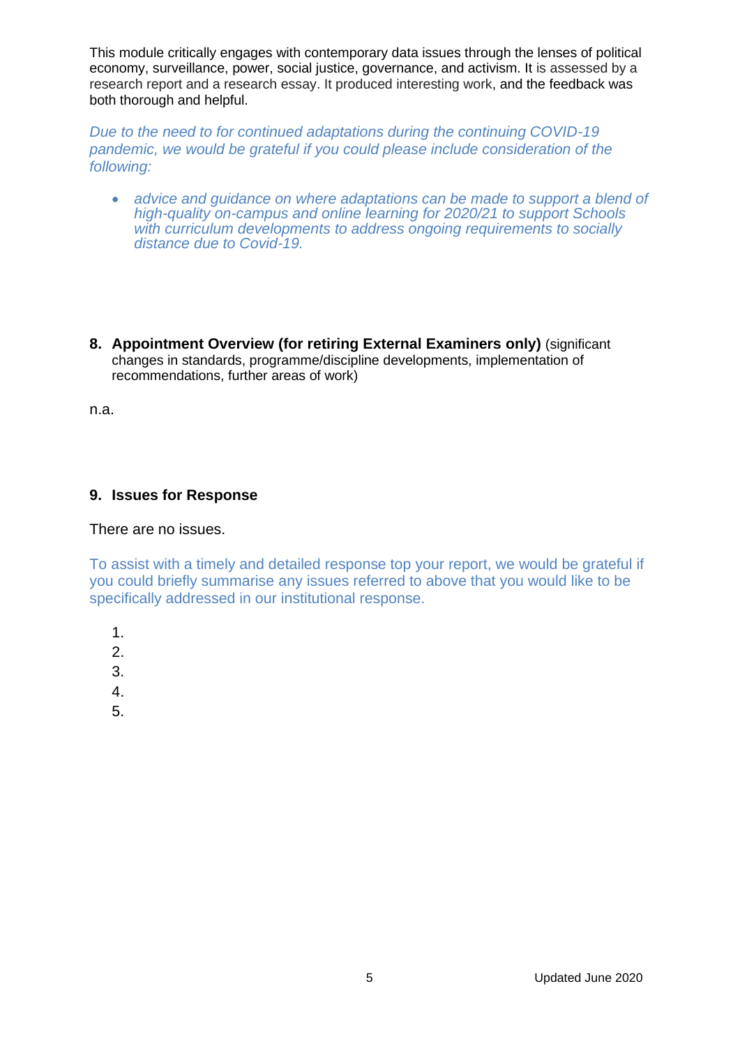This module critically engages with contemporary data issues through the lenses of political economy, surveillance, power, social justice, governance, and activism. It is assessed by a research report and a research essay. It produced interesting work, and the feedback was both thorough and helpful.

*Due to the need to for continued adaptations during the continuing COVID-19 pandemic, we would be grateful if you could please include consideration of the following:*

- *advice and guidance on where adaptations can be made to support a blend of high-quality on-campus and online learning for 2020/21 to support Schools with curriculum developments to address ongoing requirements to socially distance due to Covid-19.*

**8. Appointment Overview (for retiring External Examiners only)** (significant changes in standards, programme/discipline developments, implementation of recommendations, further areas of work)

n.a.

**9. Issues for Response**

There are no issues.

To assist with a timely and detailed response top your report, we would be grateful if you could briefly summarise any issues referred to above that you would like to be specifically addressed in our institutional response.

1.
2.
3.
4.
5.